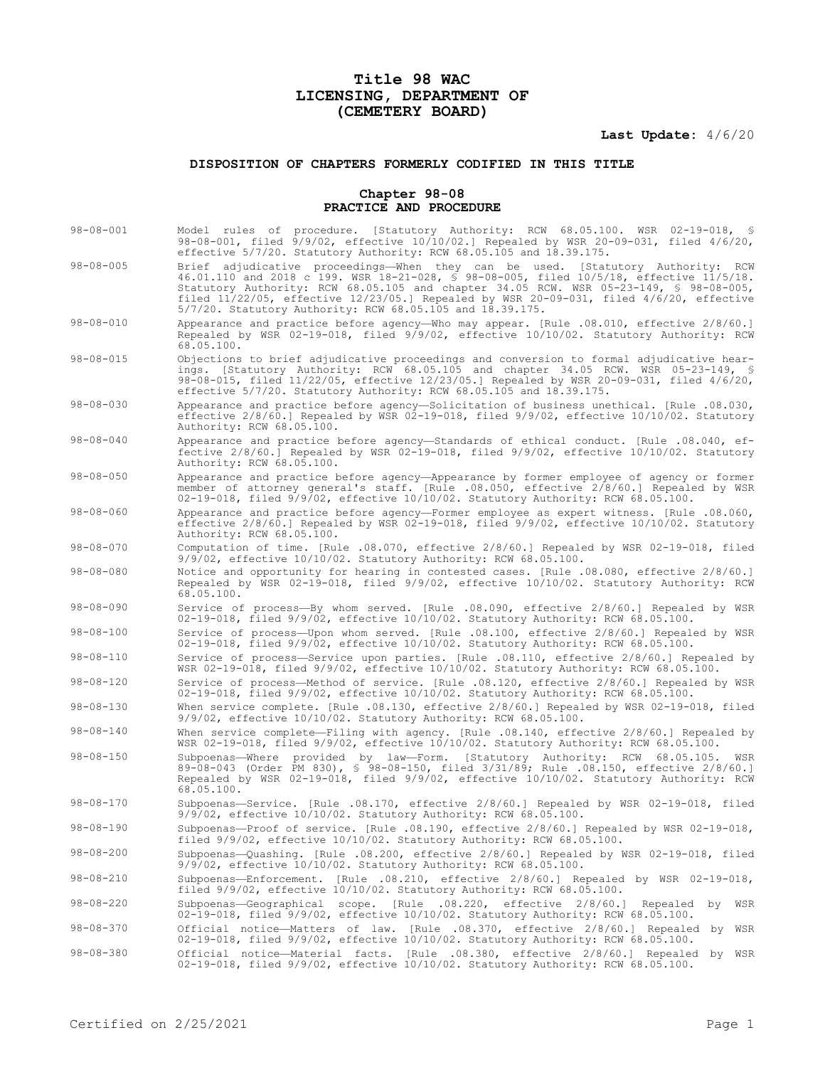# Title 98 WAC
# LICENSING, DEPARTMENT OF
# (CEMETERY BOARD)

**Last Update:** 4/6/20

### DISPOSITION OF CHAPTERS FORMERLY CODIFIED IN THIS TITLE

### Chapter 98-08
### PRACTICE AND PROCEDURE

98-08-001 Model rules of procedure. [Statutory Authority: RCW 68.05.100. WSR 02-19-018, § 98-08-001, filed 9/9/02, effective 10/10/02.] Repealed by WSR 20-09-031, filed 4/6/20, effective 5/7/20. Statutory Authority: RCW 68.05.105 and 18.39.175.

98-08-005 Brief adjudicative proceedings—When they can be used. [Statutory Authority: RCW 46.01.110 and 2018 c 199. WSR 18-21-028, § 98-08-005, filed 10/5/18, effective 11/5/18. Statutory Authority: RCW 68.05.105 and chapter 34.05 RCW. WSR 05-23-149, § 98-08-005, filed 11/22/05, effective 12/23/05.] Repealed by WSR 20-09-031, filed 4/6/20, effective 5/7/20. Statutory Authority: RCW 68.05.105 and 18.39.175.

98-08-010 Appearance and practice before agency—Who may appear. [Rule .08.010, effective 2/8/60.] Repealed by WSR 02-19-018, filed 9/9/02, effective 10/10/02. Statutory Authority: RCW 68.05.100.

98-08-015 Objections to brief adjudicative proceedings and conversion to formal adjudicative hearings. [Statutory Authority: RCW 68.05.105 and chapter 34.05 RCW. WSR 05-23-149, § 98-08-015, filed 11/22/05, effective 12/23/05.] Repealed by WSR 20-09-031, filed 4/6/20, effective 5/7/20. Statutory Authority: RCW 68.05.105 and 18.39.175.

98-08-030 Appearance and practice before agency—Solicitation of business unethical. [Rule .08.030, effective 2/8/60.] Repealed by WSR 02-19-018, filed 9/9/02, effective 10/10/02. Statutory Authority: RCW 68.05.100.

98-08-040 Appearance and practice before agency—Standards of ethical conduct. [Rule .08.040, effective 2/8/60.] Repealed by WSR 02-19-018, filed 9/9/02, effective 10/10/02. Statutory Authority: RCW 68.05.100.

98-08-050 Appearance and practice before agency—Appearance by former employee of agency or former member of attorney general's staff. [Rule .08.050, effective 2/8/60.] Repealed by WSR 02-19-018, filed 9/9/02, effective 10/10/02. Statutory Authority: RCW 68.05.100.

98-08-060 Appearance and practice before agency—Former employee as expert witness. [Rule .08.060, effective 2/8/60.] Repealed by WSR 02-19-018, filed 9/9/02, effective 10/10/02. Statutory Authority: RCW 68.05.100.

98-08-070 Computation of time. [Rule .08.070, effective 2/8/60.] Repealed by WSR 02-19-018, filed 9/9/02, effective 10/10/02. Statutory Authority: RCW 68.05.100.

98-08-080 Notice and opportunity for hearing in contested cases. [Rule .08.080, effective 2/8/60.] Repealed by WSR 02-19-018, filed 9/9/02, effective 10/10/02. Statutory Authority: RCW 68.05.100.

98-08-090 Service of process—By whom served. [Rule .08.090, effective 2/8/60.] Repealed by WSR 02-19-018, filed 9/9/02, effective 10/10/02. Statutory Authority: RCW 68.05.100.

98-08-100 Service of process—Upon whom served. [Rule .08.100, effective 2/8/60.] Repealed by WSR 02-19-018, filed 9/9/02, effective 10/10/02. Statutory Authority: RCW 68.05.100.

98-08-110 Service of process—Service upon parties. [Rule .08.110, effective 2/8/60.] Repealed by WSR 02-19-018, filed 9/9/02, effective 10/10/02. Statutory Authority: RCW 68.05.100.

98-08-120 Service of process—Method of service. [Rule .08.120, effective 2/8/60.] Repealed by WSR 02-19-018, filed 9/9/02, effective 10/10/02. Statutory Authority: RCW 68.05.100.

98-08-130 When service complete. [Rule .08.130, effective 2/8/60.] Repealed by WSR 02-19-018, filed 9/9/02, effective 10/10/02. Statutory Authority: RCW 68.05.100.

98-08-140 When service complete—Filing with agency. [Rule .08.140, effective 2/8/60.] Repealed by WSR 02-19-018, filed 9/9/02, effective 10/10/02. Statutory Authority: RCW 68.05.100.

98-08-150 Subpoenas—Where provided by law—Form. [Statutory Authority: RCW 68.05.105. WSR 89-08-043 (Order PM 830), § 98-08-150, filed 3/31/89; Rule .08.150, effective 2/8/60.] Repealed by WSR 02-19-018, filed 9/9/02, effective 10/10/02. Statutory Authority: RCW 68.05.100.

98-08-170 Subpoenas—Service. [Rule .08.170, effective 2/8/60.] Repealed by WSR 02-19-018, filed 9/9/02, effective 10/10/02. Statutory Authority: RCW 68.05.100.

98-08-190 Subpoenas—Proof of service. [Rule .08.190, effective 2/8/60.] Repealed by WSR 02-19-018, filed 9/9/02, effective 10/10/02. Statutory Authority: RCW 68.05.100.

98-08-200 Subpoenas—Quashing. [Rule .08.200, effective 2/8/60.] Repealed by WSR 02-19-018, filed 9/9/02, effective 10/10/02. Statutory Authority: RCW 68.05.100.

98-08-210 Subpoenas—Enforcement. [Rule .08.210, effective 2/8/60.] Repealed by WSR 02-19-018, filed 9/9/02, effective 10/10/02. Statutory Authority: RCW 68.05.100.

98-08-220 Subpoenas—Geographical scope. [Rule .08.220, effective 2/8/60.] Repealed by WSR 02-19-018, filed 9/9/02, effective 10/10/02. Statutory Authority: RCW 68.05.100.

98-08-370 Official notice—Matters of law. [Rule .08.370, effective 2/8/60.] Repealed by WSR 02-19-018, filed 9/9/02, effective 10/10/02. Statutory Authority: RCW 68.05.100.

98-08-380 Official notice—Material facts. [Rule .08.380, effective 2/8/60.] Repealed by WSR 02-19-018, filed 9/9/02, effective 10/10/02. Statutory Authority: RCW 68.05.100.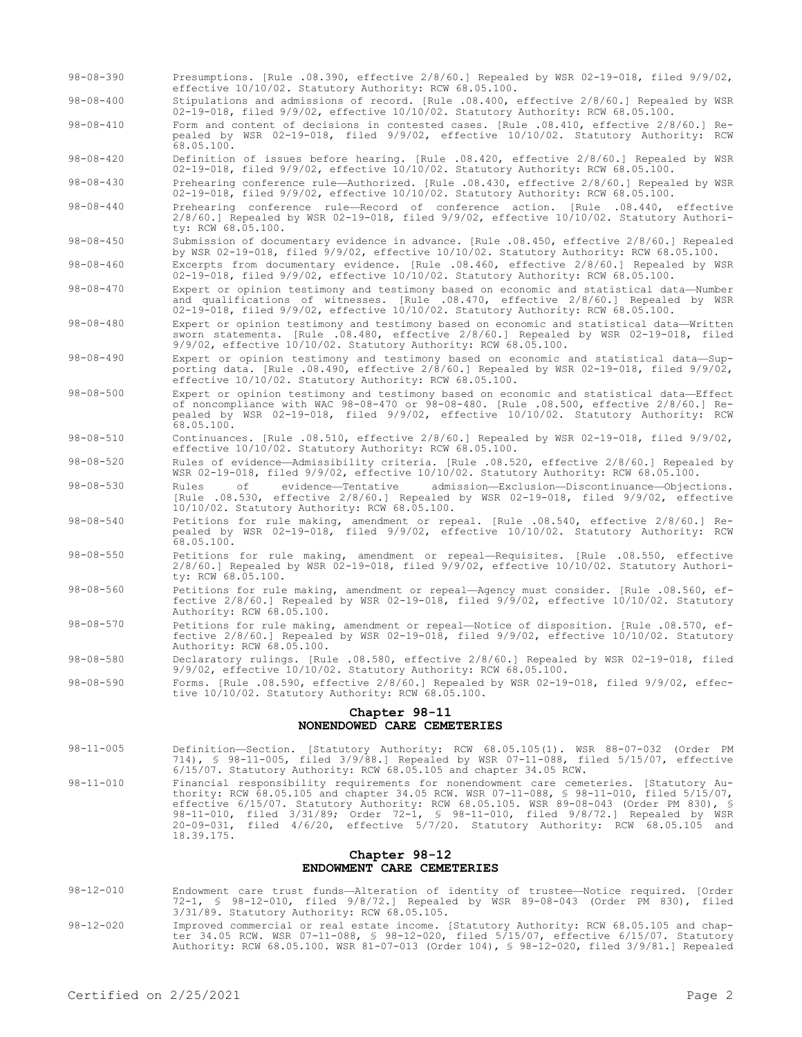98-08-390 Presumptions. [Rule .08.390, effective 2/8/60.] Repealed by WSR 02-19-018, filed 9/9/02, effective 10/10/02. Statutory Authority: RCW 68.05.100.

98-08-400 Stipulations and admissions of record. [Rule .08.400, effective 2/8/60.] Repealed by WSR 02-19-018, filed 9/9/02, effective 10/10/02. Statutory Authority: RCW 68.05.100.

98-08-410 Form and content of decisions in contested cases. [Rule .08.410, effective 2/8/60.] Repealed by WSR 02-19-018, filed 9/9/02, effective 10/10/02. Statutory Authority: RCW 68.05.100.

98-08-420 Definition of issues before hearing. [Rule .08.420, effective 2/8/60.] Repealed by WSR 02-19-018, filed 9/9/02, effective 10/10/02. Statutory Authority: RCW 68.05.100.

98-08-430 Prehearing conference rule—Authorized. [Rule .08.430, effective 2/8/60.] Repealed by WSR 02-19-018, filed 9/9/02, effective 10/10/02. Statutory Authority: RCW 68.05.100.

98-08-440 Prehearing conference rule—Record of conference action. [Rule .08.440, effective 2/8/60.] Repealed by WSR 02-19-018, filed 9/9/02, effective 10/10/02. Statutory Authority: RCW 68.05.100.

98-08-450 Submission of documentary evidence in advance. [Rule .08.450, effective 2/8/60.] Repealed by WSR 02-19-018, filed 9/9/02, effective 10/10/02. Statutory Authority: RCW 68.05.100.

98-08-460 Excerpts from documentary evidence. [Rule .08.460, effective 2/8/60.] Repealed by WSR 02-19-018, filed 9/9/02, effective 10/10/02. Statutory Authority: RCW 68.05.100.

98-08-470 Expert or opinion testimony and testimony based on economic and statistical data—Number and qualifications of witnesses. [Rule .08.470, effective 2/8/60.] Repealed by WSR 02-19-018, filed 9/9/02, effective 10/10/02. Statutory Authority: RCW 68.05.100.

98-08-480 Expert or opinion testimony and testimony based on economic and statistical data—Written sworn statements. [Rule .08.480, effective 2/8/60.] Repealed by WSR 02-19-018, filed 9/9/02, effective 10/10/02. Statutory Authority: RCW 68.05.100.

98-08-490 Expert or opinion testimony and testimony based on economic and statistical data—Supporting data. [Rule .08.490, effective 2/8/60.] Repealed by WSR 02-19-018, filed 9/9/02, effective 10/10/02. Statutory Authority: RCW 68.05.100.

98-08-500 Expert or opinion testimony and testimony based on economic and statistical data—Effect of noncompliance with WAC 98-08-470 or 98-08-480. [Rule .08.500, effective 2/8/60.] Repealed by WSR 02-19-018, filed 9/9/02, effective 10/10/02. Statutory Authority: RCW 68.05.100.

98-08-510 Continuances. [Rule .08.510, effective 2/8/60.] Repealed by WSR 02-19-018, filed 9/9/02, effective 10/10/02. Statutory Authority: RCW 68.05.100.

98-08-520 Rules of evidence—Admissibility criteria. [Rule .08.520, effective 2/8/60.] Repealed by WSR 02-19-018, filed 9/9/02, effective 10/10/02. Statutory Authority: RCW 68.05.100.

98-08-530 Rules of evidence—Tentative admission—Exclusion—Discontinuance—Objections. [Rule .08.530, effective 2/8/60.] Repealed by WSR 02-19-018, filed 9/9/02, effective 10/10/02. Statutory Authority: RCW 68.05.100.

98-08-540 Petitions for rule making, amendment or repeal. [Rule .08.540, effective 2/8/60.] Repealed by WSR 02-19-018, filed 9/9/02, effective 10/10/02. Statutory Authority: RCW 68.05.100.

98-08-550 Petitions for rule making, amendment or repeal—Requisites. [Rule .08.550, effective 2/8/60.] Repealed by WSR 02-19-018, filed 9/9/02, effective 10/10/02. Statutory Authority: RCW 68.05.100.

98-08-560 Petitions for rule making, amendment or repeal—Agency must consider. [Rule .08.560, effective 2/8/60.] Repealed by WSR 02-19-018, filed 9/9/02, effective 10/10/02. Statutory Authority: RCW 68.05.100.

98-08-570 Petitions for rule making, amendment or repeal—Notice of disposition. [Rule .08.570, effective 2/8/60.] Repealed by WSR 02-19-018, filed 9/9/02, effective 10/10/02. Statutory Authority: RCW 68.05.100.

98-08-580 Declaratory rulings. [Rule .08.580, effective 2/8/60.] Repealed by WSR 02-19-018, filed 9/9/02, effective 10/10/02. Statutory Authority: RCW 68.05.100.

98-08-590 Forms. [Rule .08.590, effective 2/8/60.] Repealed by WSR 02-19-018, filed 9/9/02, effective 10/10/02. Statutory Authority: RCW 68.05.100.

## Chapter 98-11
## NONENDOWED CARE CEMETERIES

98-11-005 Definition—Section. [Statutory Authority: RCW 68.05.105(1). WSR 88-07-032 (Order PM 714), § 98-11-005, filed 3/9/88.] Repealed by WSR 07-11-088, filed 5/15/07, effective 6/15/07. Statutory Authority: RCW 68.05.105 and chapter 34.05 RCW.

98-11-010 Financial responsibility requirements for nonendowment care cemeteries. [Statutory Authority: RCW 68.05.105 and chapter 34.05 RCW. WSR 07-11-088, § 98-11-010, filed 5/15/07, effective 6/15/07. Statutory Authority: RCW 68.05.105. WSR 89-08-043 (Order PM 830), § 98-11-010, filed 3/31/89; Order 72-1, § 98-11-010, filed 9/8/72.] Repealed by WSR 20-09-031, filed 4/6/20, effective 5/7/20. Statutory Authority: RCW 68.05.105 and 18.39.175.

## Chapter 98-12
## ENDOWMENT CARE CEMETERIES

98-12-010 Endowment care trust funds—Alteration of identity of trustee—Notice required. [Order 72-1, § 98-12-010, filed 9/8/72.] Repealed by WSR 89-08-043 (Order PM 830), filed 3/31/89. Statutory Authority: RCW 68.05.105.

98-12-020 Improved commercial or real estate income. [Statutory Authority: RCW 68.05.105 and chapter 34.05 RCW. WSR 07-11-088, § 98-12-020, filed 5/15/07, effective 6/15/07. Statutory Authority: RCW 68.05.100. WSR 81-07-013 (Order 104), § 98-12-020, filed 3/9/81.] Repealed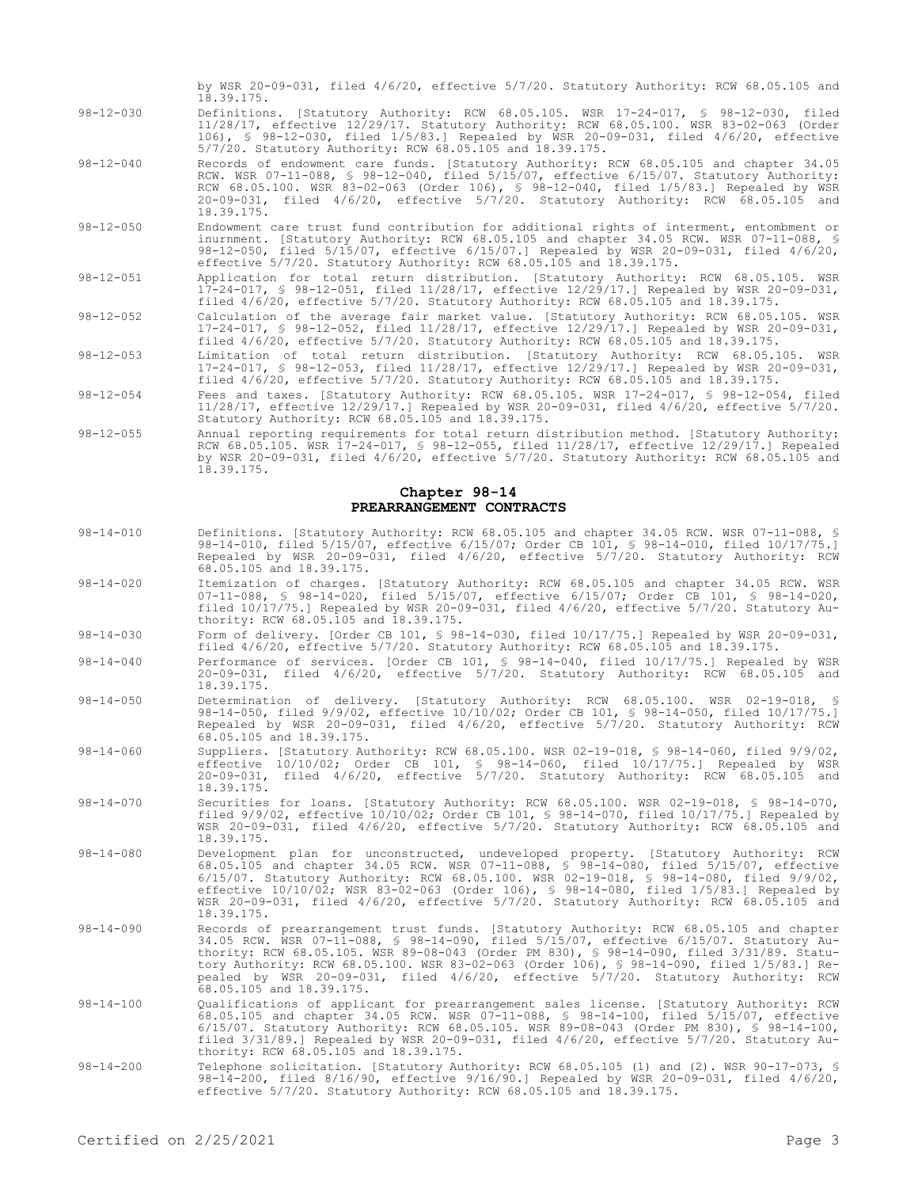by WSR 20-09-031, filed 4/6/20, effective 5/7/20. Statutory Authority: RCW 68.05.105 and 18.39.175.

98-12-030 Definitions. [Statutory Authority: RCW 68.05.105. WSR 17-24-017, § 98-12-030, filed 11/28/17, effective 12/29/17. Statutory Authority: RCW 68.05.100. WSR 83-02-063 (Order 106), § 98-12-030, filed 1/5/83.] Repealed by WSR 20-09-031, filed 4/6/20, effective 5/7/20. Statutory Authority: RCW 68.05.105 and 18.39.175.

98-12-040 Records of endowment care funds. [Statutory Authority: RCW 68.05.105 and chapter 34.05 RCW. WSR 07-11-088, § 98-12-040, filed 5/15/07, effective 6/15/07. Statutory Authority: RCW 68.05.100. WSR 83-02-063 (Order 106), § 98-12-040, filed 1/5/83.] Repealed by WSR 20-09-031, filed 4/6/20, effective 5/7/20. Statutory Authority: RCW 68.05.105 and 18.39.175.

98-12-050 Endowment care trust fund contribution for additional rights of interment, entombment or inurnment. [Statutory Authority: RCW 68.05.105 and chapter 34.05 RCW. WSR 07-11-088, § 98-12-050, filed 5/15/07, effective 6/15/07.] Repealed by WSR 20-09-031, filed 4/6/20, effective 5/7/20. Statutory Authority: RCW 68.05.105 and 18.39.175.

98-12-051 Application for total return distribution. [Statutory Authority: RCW 68.05.105. WSR 17-24-017, § 98-12-051, filed 11/28/17, effective 12/29/17.] Repealed by WSR 20-09-031, filed 4/6/20, effective 5/7/20. Statutory Authority: RCW 68.05.105 and 18.39.175.

98-12-052 Calculation of the average fair market value. [Statutory Authority: RCW 68.05.105. WSR 17-24-017, § 98-12-052, filed 11/28/17, effective 12/29/17.] Repealed by WSR 20-09-031, filed 4/6/20, effective 5/7/20. Statutory Authority: RCW 68.05.105 and 18.39.175.

98-12-053 Limitation of total return distribution. [Statutory Authority: RCW 68.05.105. WSR 17-24-017, § 98-12-053, filed 11/28/17, effective 12/29/17.] Repealed by WSR 20-09-031, filed 4/6/20, effective 5/7/20. Statutory Authority: RCW 68.05.105 and 18.39.175.

98-12-054 Fees and taxes. [Statutory Authority: RCW 68.05.105. WSR 17-24-017, § 98-12-054, filed 11/28/17, effective 12/29/17.] Repealed by WSR 20-09-031, filed 4/6/20, effective 5/7/20. Statutory Authority: RCW 68.05.105 and 18.39.175.

98-12-055 Annual reporting requirements for total return distribution method. [Statutory Authority: RCW 68.05.105. WSR 17-24-017, § 98-12-055, filed 11/28/17, effective 12/29/17.] Repealed by WSR 20-09-031, filed 4/6/20, effective 5/7/20. Statutory Authority: RCW 68.05.105 and 18.39.175.

## Chapter 98-14
## PREARRANGEMENT CONTRACTS

98-14-010 Definitions. [Statutory Authority: RCW 68.05.105 and chapter 34.05 RCW. WSR 07-11-088, § 98-14-010, filed 5/15/07, effective 6/15/07; Order CB 101, § 98-14-010, filed 10/17/75.] Repealed by WSR 20-09-031, filed 4/6/20, effective 5/7/20. Statutory Authority: RCW 68.05.105 and 18.39.175.

98-14-020 Itemization of charges. [Statutory Authority: RCW 68.05.105 and chapter 34.05 RCW. WSR 07-11-088, § 98-14-020, filed 5/15/07, effective 6/15/07; Order CB 101, § 98-14-020, filed 10/17/75.] Repealed by WSR 20-09-031, filed 4/6/20, effective 5/7/20. Statutory Authority: RCW 68.05.105 and 18.39.175.

98-14-030 Form of delivery. [Order CB 101, § 98-14-030, filed 10/17/75.] Repealed by WSR 20-09-031, filed 4/6/20, effective 5/7/20. Statutory Authority: RCW 68.05.105 and 18.39.175.

98-14-040 Performance of services. [Order CB 101, § 98-14-040, filed 10/17/75.] Repealed by WSR 20-09-031, filed 4/6/20, effective 5/7/20. Statutory Authority: RCW 68.05.105 and 18.39.175.

98-14-050 Determination of delivery. [Statutory Authority: RCW 68.05.100. WSR 02-19-018, § 98-14-050, filed 9/9/02, effective 10/10/02; Order CB 101, § 98-14-050, filed 10/17/75.] Repealed by WSR 20-09-031, filed 4/6/20, effective 5/7/20. Statutory Authority: RCW 68.05.105 and 18.39.175.

98-14-060 Suppliers. [Statutory Authority: RCW 68.05.100. WSR 02-19-018, § 98-14-060, filed 9/9/02, effective 10/10/02; Order CB 101, § 98-14-060, filed 10/17/75.] Repealed by WSR 20-09-031, filed 4/6/20, effective 5/7/20. Statutory Authority: RCW 68.05.105 and 18.39.175.

98-14-070 Securities for loans. [Statutory Authority: RCW 68.05.100. WSR 02-19-018, § 98-14-070, filed 9/9/02, effective 10/10/02; Order CB 101, § 98-14-070, filed 10/17/75.] Repealed by WSR 20-09-031, filed 4/6/20, effective 5/7/20. Statutory Authority: RCW 68.05.105 and 18.39.175.

98-14-080 Development plan for unconstructed, undeveloped property. [Statutory Authority: RCW 68.05.105 and chapter 34.05 RCW. WSR 07-11-088, § 98-14-080, filed 5/15/07, effective 6/15/07. Statutory Authority: RCW 68.05.100. WSR 02-19-018, § 98-14-080, filed 9/9/02, effective 10/10/02; WSR 83-02-063 (Order 106), § 98-14-080, filed 1/5/83.] Repealed by WSR 20-09-031, filed 4/6/20, effective 5/7/20. Statutory Authority: RCW 68.05.105 and 18.39.175.

98-14-090 Records of prearrangement trust funds. [Statutory Authority: RCW 68.05.105 and chapter 34.05 RCW. WSR 07-11-088, § 98-14-090, filed 5/15/07, effective 6/15/07. Statutory Authority: RCW 68.05.105. WSR 89-08-043 (Order PM 830), § 98-14-090, filed 3/31/89. Statutory Authority: RCW 68.05.100. WSR 83-02-063 (Order 106), § 98-14-090, filed 1/5/83.] Repealed by WSR 20-09-031, filed 4/6/20, effective 5/7/20. Statutory Authority: RCW 68.05.105 and 18.39.175.

98-14-100 Qualifications of applicant for prearrangement sales license. [Statutory Authority: RCW 68.05.105 and chapter 34.05 RCW. WSR 07-11-088, § 98-14-100, filed 5/15/07, effective 6/15/07. Statutory Authority: RCW 68.05.105. WSR 89-08-043 (Order PM 830), § 98-14-100, filed 3/31/89.] Repealed by WSR 20-09-031, filed 4/6/20, effective 5/7/20. Statutory Authority: RCW 68.05.105 and 18.39.175.

98-14-200 Telephone solicitation. [Statutory Authority: RCW 68.05.105 (1) and (2). WSR 90-17-073, § 98-14-200, filed 8/16/90, effective 9/16/90.] Repealed by WSR 20-09-031, filed 4/6/20, effective 5/7/20. Statutory Authority: RCW 68.05.105 and 18.39.175.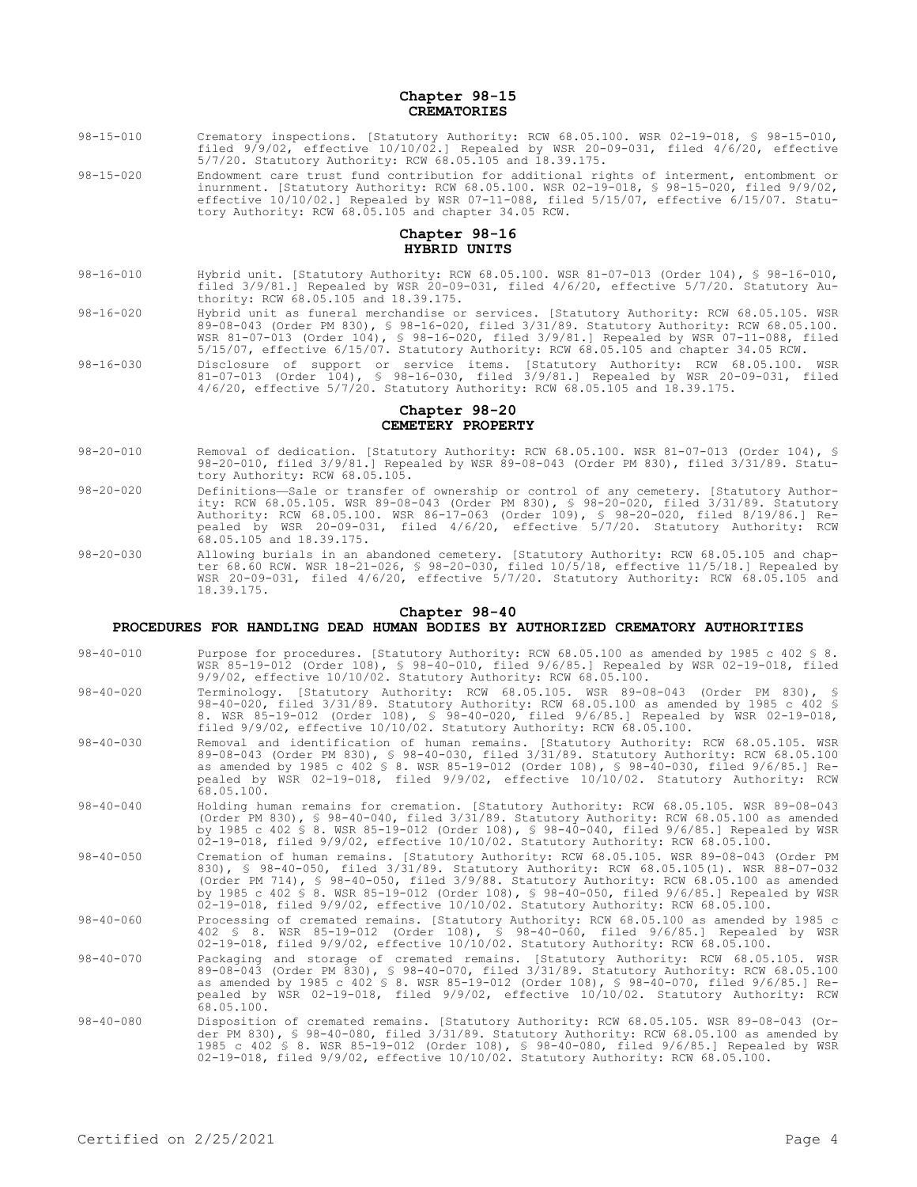## Chapter 98-15
## CREMATORIES

98-15-010 Crematory inspections. [Statutory Authority: RCW 68.05.100. WSR 02-19-018, § 98-15-010, filed 9/9/02, effective 10/10/02.] Repealed by WSR 20-09-031, filed 4/6/20, effective 5/7/20. Statutory Authority: RCW 68.05.105 and 18.39.175.

98-15-020 Endowment care trust fund contribution for additional rights of interment, entombment or inurnment. [Statutory Authority: RCW 68.05.100. WSR 02-19-018, § 98-15-020, filed 9/9/02, effective 10/10/02.] Repealed by WSR 07-11-088, filed 5/15/07, effective 6/15/07. Statutory Authority: RCW 68.05.105 and chapter 34.05 RCW.

## Chapter 98-16
## HYBRID UNITS

98-16-010 Hybrid unit. [Statutory Authority: RCW 68.05.100. WSR 81-07-013 (Order 104), § 98-16-010, filed 3/9/81.] Repealed by WSR 20-09-031, filed 4/6/20, effective 5/7/20. Statutory Authority: RCW 68.05.105 and 18.39.175.

98-16-020 Hybrid unit as funeral merchandise or services. [Statutory Authority: RCW 68.05.105. WSR 89-08-043 (Order PM 830), § 98-16-020, filed 3/31/89. Statutory Authority: RCW 68.05.100. WSR 81-07-013 (Order 104), § 98-16-020, filed 3/9/81.] Repealed by WSR 07-11-088, filed 5/15/07, effective 6/15/07. Statutory Authority: RCW 68.05.105 and chapter 34.05 RCW.

98-16-030 Disclosure of support or service items. [Statutory Authority: RCW 68.05.100. WSR 81-07-013 (Order 104), § 98-16-030, filed 3/9/81.] Repealed by WSR 20-09-031, filed 4/6/20, effective 5/7/20. Statutory Authority: RCW 68.05.105 and 18.39.175.

## Chapter 98-20
## CEMETERY PROPERTY

98-20-010 Removal of dedication. [Statutory Authority: RCW 68.05.100. WSR 81-07-013 (Order 104), § 98-20-010, filed 3/9/81.] Repealed by WSR 89-08-043 (Order PM 830), filed 3/31/89. Statutory Authority: RCW 68.05.105.

98-20-020 Definitions—Sale or transfer of ownership or control of any cemetery. [Statutory Authority: RCW 68.05.105. WSR 89-08-043 (Order PM 830), § 98-20-020, filed 3/31/89. Statutory Authority: RCW 68.05.100. WSR 86-17-063 (Order 109), § 98-20-020, filed 8/19/86.] Repealed by WSR 20-09-031, filed 4/6/20, effective 5/7/20. Statutory Authority: RCW 68.05.105 and 18.39.175.

98-20-030 Allowing burials in an abandoned cemetery. [Statutory Authority: RCW 68.05.105 and chapter 68.60 RCW. WSR 18-21-026, § 98-20-030, filed 10/5/18, effective 11/5/18.] Repealed by WSR 20-09-031, filed 4/6/20, effective 5/7/20. Statutory Authority: RCW 68.05.105 and 18.39.175.

## Chapter 98-40
## PROCEDURES FOR HANDLING DEAD HUMAN BODIES BY AUTHORIZED CREMATORY AUTHORITIES

98-40-010 Purpose for procedures. [Statutory Authority: RCW 68.05.100 as amended by 1985 c 402 § 8. WSR 85-19-012 (Order 108), § 98-40-010, filed 9/6/85.] Repealed by WSR 02-19-018, filed 9/9/02, effective 10/10/02. Statutory Authority: RCW 68.05.100.

98-40-020 Terminology. [Statutory Authority: RCW 68.05.105. WSR 89-08-043 (Order PM 830), § 98-40-020, filed 3/31/89. Statutory Authority: RCW 68.05.100 as amended by 1985 c 402 § 8. WSR 85-19-012 (Order 108), § 98-40-020, filed 9/6/85.] Repealed by WSR 02-19-018, filed 9/9/02, effective 10/10/02. Statutory Authority: RCW 68.05.100.

98-40-030 Removal and identification of human remains. [Statutory Authority: RCW 68.05.105. WSR 89-08-043 (Order PM 830), § 98-40-030, filed 3/31/89. Statutory Authority: RCW 68.05.100 as amended by 1985 c 402 § 8. WSR 85-19-012 (Order 108), § 98-40-030, filed 9/6/85.] Repealed by WSR 02-19-018, filed 9/9/02, effective 10/10/02. Statutory Authority: RCW 68.05.100.

98-40-040 Holding human remains for cremation. [Statutory Authority: RCW 68.05.105. WSR 89-08-043 (Order PM 830), § 98-40-040, filed 3/31/89. Statutory Authority: RCW 68.05.100 as amended by 1985 c 402 § 8. WSR 85-19-012 (Order 108), § 98-40-040, filed 9/6/85.] Repealed by WSR 02-19-018, filed 9/9/02, effective 10/10/02. Statutory Authority: RCW 68.05.100.

98-40-050 Cremation of human remains. [Statutory Authority: RCW 68.05.105. WSR 89-08-043 (Order PM 830), § 98-40-050, filed 3/31/89. Statutory Authority: RCW 68.05.105(1). WSR 88-07-032 (Order PM 714), § 98-40-050, filed 3/9/88. Statutory Authority: RCW 68.05.100 as amended by 1985 c 402 § 8. WSR 85-19-012 (Order 108), § 98-40-050, filed 9/6/85.] Repealed by WSR 02-19-018, filed 9/9/02, effective 10/10/02. Statutory Authority: RCW 68.05.100.

98-40-060 Processing of cremated remains. [Statutory Authority: RCW 68.05.100 as amended by 1985 c 402 § 8. WSR 85-19-012 (Order 108), § 98-40-060, filed 9/6/85.] Repealed by WSR 02-19-018, filed 9/9/02, effective 10/10/02. Statutory Authority: RCW 68.05.100.

98-40-070 Packaging and storage of cremated remains. [Statutory Authority: RCW 68.05.105. WSR 89-08-043 (Order PM 830), § 98-40-070, filed 3/31/89. Statutory Authority: RCW 68.05.100 as amended by 1985 c 402 § 8. WSR 85-19-012 (Order 108), § 98-40-070, filed 9/6/85.] Repealed by WSR 02-19-018, filed 9/9/02, effective 10/10/02. Statutory Authority: RCW 68.05.100.

98-40-080 Disposition of cremated remains. [Statutory Authority: RCW 68.05.105. WSR 89-08-043 (Order PM 830), § 98-40-080, filed 3/31/89. Statutory Authority: RCW 68.05.100 as amended by 1985 c 402 § 8. WSR 85-19-012 (Order 108), § 98-40-080, filed 9/6/85.] Repealed by WSR 02-19-018, filed 9/9/02, effective 10/10/02. Statutory Authority: RCW 68.05.100.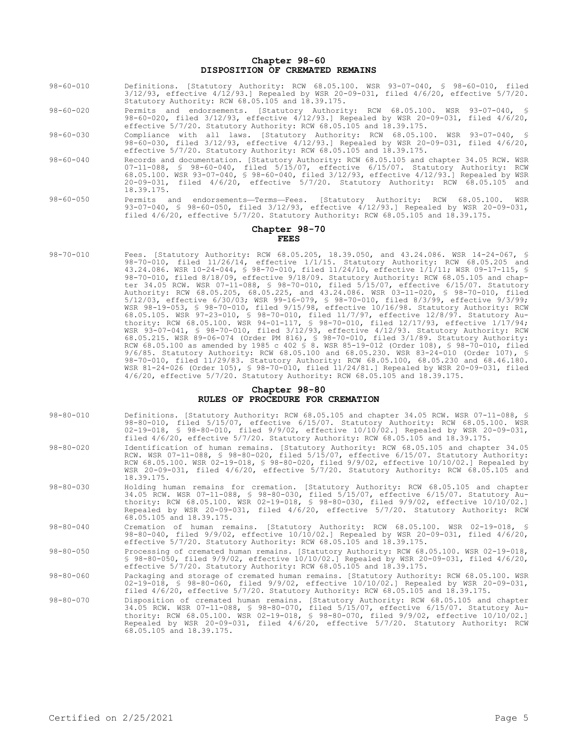## Chapter 98-60
## DISPOSITION OF CREMATED REMAINS

98-60-010 Definitions. [Statutory Authority: RCW 68.05.100. WSR 93-07-040, § 98-60-010, filed 3/12/93, effective 4/12/93.] Repealed by WSR 20-09-031, filed 4/6/20, effective 5/7/20. Statutory Authority: RCW 68.05.105 and 18.39.175.

98-60-020 Permits and endorsements. [Statutory Authority: RCW 68.05.100. WSR 93-07-040, § 98-60-020, filed 3/12/93, effective 4/12/93.] Repealed by WSR 20-09-031, filed 4/6/20, effective 5/7/20. Statutory Authority: RCW 68.05.105 and 18.39.175.

98-60-030 Compliance with all laws. [Statutory Authority: RCW 68.05.100. WSR 93-07-040, § 98-60-030, filed 3/12/93, effective 4/12/93.] Repealed by WSR 20-09-031, filed 4/6/20, effective 5/7/20. Statutory Authority: RCW 68.05.105 and 18.39.175.

98-60-040 Records and documentation. [Statutory Authority: RCW 68.05.105 and chapter 34.05 RCW. WSR 07-11-088, § 98-60-040, filed 5/15/07, effective 6/15/07. Statutory Authority: RCW 68.05.100. WSR 93-07-040, § 98-60-040, filed 3/12/93, effective 4/12/93.] Repealed by WSR 20-09-031, filed 4/6/20, effective 5/7/20. Statutory Authority: RCW 68.05.105 and 18.39.175.

98-60-050 Permits and endorsements—Terms—Fees. [Statutory Authority: RCW 68.05.100. WSR 93-07-040, § 98-60-050, filed 3/12/93, effective 4/12/93.] Repealed by WSR 20-09-031, filed 4/6/20, effective 5/7/20. Statutory Authority: RCW 68.05.105 and 18.39.175.

## Chapter 98-70
## FEES

98-70-010 Fees. [Statutory Authority: RCW 68.05.205, 18.39.050, and 43.24.086. WSR 14-24-067, § 98-70-010, filed 11/26/14, effective 1/1/15. Statutory Authority: RCW 68.05.205 and 43.24.086. WSR 10-24-044, § 98-70-010, filed 11/24/10, effective 1/1/11; WSR 09-17-115, § 98-70-010, filed 8/18/09, effective 9/18/09. Statutory Authority: RCW 68.05.105 and chapter 34.05 RCW. WSR 07-11-088, § 98-70-010, filed 5/15/07, effective 6/15/07. Statutory Authority: RCW 68.05.205, 68.05.225, and 43.24.086. WSR 03-11-020, § 98-70-010, filed 5/12/03, effective 6/30/03; WSR 99-16-079, § 98-70-010, filed 8/3/99, effective 9/3/99; WSR 98-19-053, § 98-70-010, filed 9/15/98, effective 10/16/98. Statutory Authority: RCW 68.05.105. WSR 97-23-010, § 98-70-010, filed 11/7/97, effective 12/8/97. Statutory Authority: RCW 68.05.100. WSR 94-01-117, § 98-70-010, filed 12/17/93, effective 1/17/94; WSR 93-07-041, § 98-70-010, filed 3/12/93, effective 4/12/93. Statutory Authority: RCW 68.05.215. WSR 89-06-074 (Order PM 816), § 98-70-010, filed 3/1/89. Statutory Authority: RCW 68.05.100 as amended by 1985 c 402 § 8. WSR 85-19-012 (Order 108), § 98-70-010, filed 9/6/85. Statutory Authority: RCW 68.05.100 and 68.05.230. WSR 83-24-010 (Order 107), § 98-70-010, filed 11/29/83. Statutory Authority: RCW 68.05.100, 68.05.230 and 68.46.180. WSR 81-24-026 (Order 105), § 98-70-010, filed 11/24/81.] Repealed by WSR 20-09-031, filed 4/6/20, effective 5/7/20. Statutory Authority: RCW 68.05.105 and 18.39.175.

## Chapter 98-80
## RULES OF PROCEDURE FOR CREMATION

98-80-010 Definitions. [Statutory Authority: RCW 68.05.105 and chapter 34.05 RCW. WSR 07-11-088, § 98-80-010, filed 5/15/07, effective 6/15/07. Statutory Authority: RCW 68.05.100. WSR 02-19-018, § 98-80-010, filed 9/9/02, effective 10/10/02.] Repealed by WSR 20-09-031, filed 4/6/20, effective 5/7/20. Statutory Authority: RCW 68.05.105 and 18.39.175.

98-80-020 Identification of human remains. [Statutory Authority: RCW 68.05.105 and chapter 34.05 RCW. WSR 07-11-088, § 98-80-020, filed 5/15/07, effective 6/15/07. Statutory Authority: RCW 68.05.100. WSR 02-19-018, § 98-80-020, filed 9/9/02, effective 10/10/02.] Repealed by WSR 20-09-031, filed 4/6/20, effective 5/7/20. Statutory Authority: RCW 68.05.105 and 18.39.175.

98-80-030 Holding human remains for cremation. [Statutory Authority: RCW 68.05.105 and chapter 34.05 RCW. WSR 07-11-088, § 98-80-030, filed 5/15/07, effective 6/15/07. Statutory Authority: RCW 68.05.100. WSR 02-19-018, § 98-80-030, filed 9/9/02, effective 10/10/02.] Repealed by WSR 20-09-031, filed 4/6/20, effective 5/7/20. Statutory Authority: RCW 68.05.105 and 18.39.175.

98-80-040 Cremation of human remains. [Statutory Authority: RCW 68.05.100. WSR 02-19-018, § 98-80-040, filed 9/9/02, effective 10/10/02.] Repealed by WSR 20-09-031, filed 4/6/20, effective 5/7/20. Statutory Authority: RCW 68.05.105 and 18.39.175.

98-80-050 Processing of cremated human remains. [Statutory Authority: RCW 68.05.100. WSR 02-19-018, § 98-80-050, filed 9/9/02, effective 10/10/02.] Repealed by WSR 20-09-031, filed 4/6/20, effective 5/7/20. Statutory Authority: RCW 68.05.105 and 18.39.175.

98-80-060 Packaging and storage of cremated human remains. [Statutory Authority: RCW 68.05.100. WSR 02-19-018, § 98-80-060, filed 9/9/02, effective 10/10/02.] Repealed by WSR 20-09-031, filed 4/6/20, effective 5/7/20. Statutory Authority: RCW 68.05.105 and 18.39.175.

98-80-070 Disposition of cremated human remains. [Statutory Authority: RCW 68.05.105 and chapter 34.05 RCW. WSR 07-11-088, § 98-80-070, filed 5/15/07, effective 6/15/07. Statutory Authority: RCW 68.05.100. WSR 02-19-018, § 98-80-070, filed 9/9/02, effective 10/10/02.] Repealed by WSR 20-09-031, filed 4/6/20, effective 5/7/20. Statutory Authority: RCW 68.05.105 and 18.39.175.